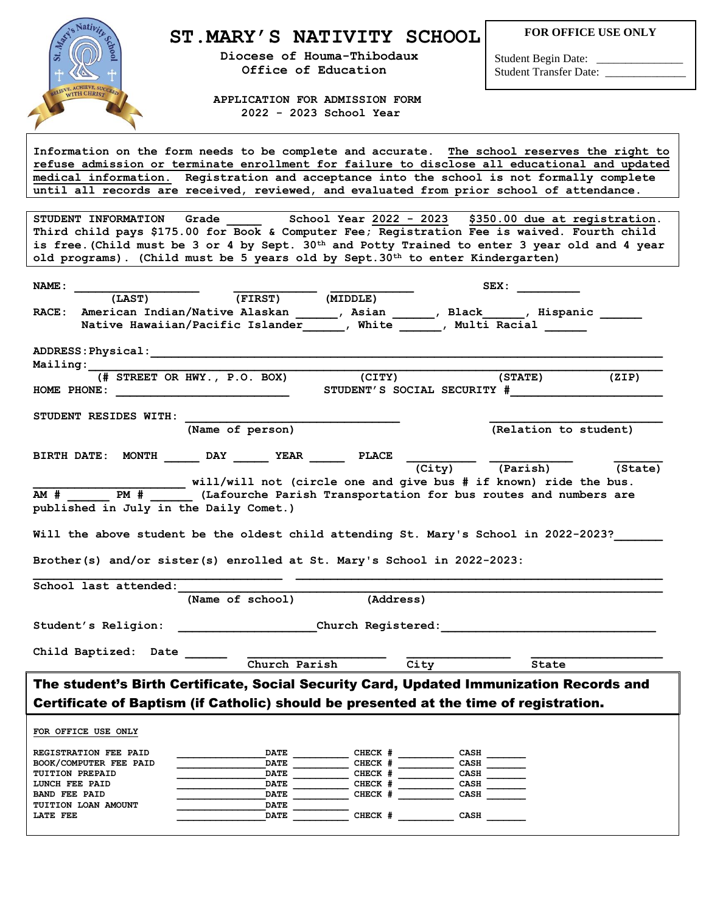# ST.MARY'S NATIVITY SCHOOL

Diocese of Houma-Thibodaux
Office of Education

APPLICATION FOR ADMISSION FORM
2022 - 2023 School Year

**FOR OFFICE USE ONLY**

Student Begin Date: _______________
Student Transfer Date: ______________

Information on the form needs to be complete and accurate. The school reserves the right to refuse admission or terminate enrollment for failure to disclose all educational and updated medical information. Registration and acceptance into the school is not formally complete until all records are received, reviewed, and evaluated from prior school of attendance.

STUDENT INFORMATION Grade _____ School Year 2022 - 2023 $350.00 due at registration. Third child pays $175.00 for Book & Computer Fee; Registration Fee is waived. Fourth child is free. (Child must be 3 or 4 by Sept. 30th and Potty Trained to enter 3 year old and 4 year old programs). (Child must be 5 years old by Sept.30th to enter Kindergarten)

NAME: _________________ ____________ ____________ SEX: _________
(LAST) (FIRST) (MIDDLE)

RACE: American Indian/Native Alaskan ______, Asian ______, Black______, Hispanic ______
Native Hawaiian/Pacific Islander______, White ______, Multi Racial ______

ADDRESS: Physical: ____________________________________________________________
Mailing: ____________________________________________________________
(# STREET OR HWY., P.O. BOX) (CITY) (STATE) (ZIP)

HOME PHONE: _________________________ STUDENT'S SOCIAL SECURITY #______________________

STUDENT RESIDES WITH: ______________________________ ________________________
(Name of person) (Relation to student)

BIRTH DATE: MONTH _____ DAY _____ YEAR _____ PLACE __________ ___________ _______
(City) (Parish) (State)

______________________ will/will not (circle one and give bus # if known) ride the bus.
AM # ______ PM # ______ (Lafourche Parish Transportation for bus routes and numbers are published in July in the Daily Comet.)

Will the above student be the oldest child attending St. Mary's School in 2022-2023?_______

Brother(s) and/or sister(s) enrolled at St. Mary's School in 2022-2023:

____________________________________ ____________________________________________________

School last attended: ______________________________________________________________________
(Name of school) (Address)

Student's Religion: ____________________Church Registered:______________________________

Child Baptized: Date ______ ____________________ _______________ ___________________
Church Parish City State

**The student's Birth Certificate, Social Security Card, Updated Immunization Records and Certificate of Baptism (if Catholic) should be presented at the time of registration.**

FOR OFFICE USE ONLY

| | | | | |
|---|---|---|---|---|
| REGISTRATION FEE PAID | ______________ | DATE ________ | CHECK # ________ | CASH ______ |
| BOOK/COMPUTER FEE PAID | ______________ | DATE ________ | CHECK # ________ | CASH ______ |
| TUITION PREPAID | ______________ | DATE ________ | CHECK # ________ | CASH ______ |
| LUNCH FEE PAID | ______________ | DATE ________ | CHECK # ________ | CASH ______ |
| BAND FEE PAID | ______________ | DATE ________ | CHECK # ________ | CASH ______ |
| TUITION LOAN AMOUNT | ______________ | DATE ________ | | |
| LATE FEE | ______________ | DATE ________ | CHECK # ________ | CASH ______ |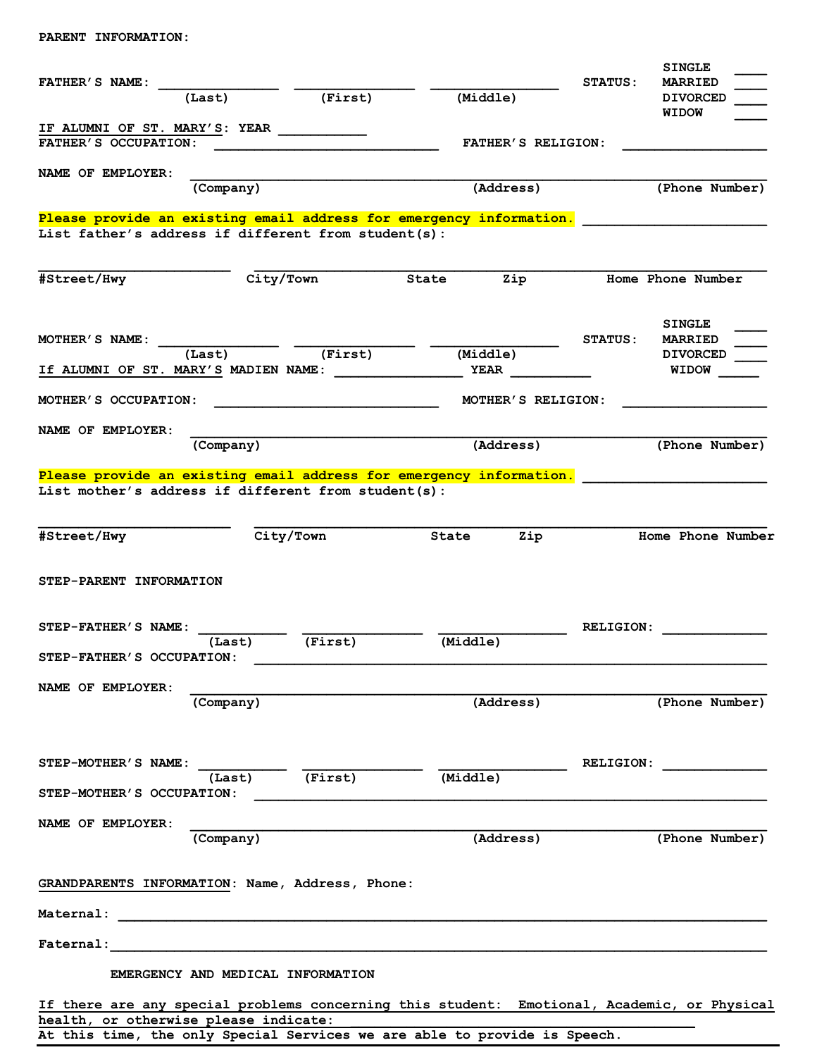PARENT INFORMATION:

FATHER'S NAME: ______________ ______________ ______________ STATUS: SINGLE ____ MARRIED ____ DIVORCED ____ WIDOW ____

(Last) (First) (Middle)

IF ALUMNI OF ST. MARY'S: YEAR __________

FATHER'S OCCUPATION: __________________________ FATHER'S RELIGION: ________________

NAME OF EMPLOYER: ______________________________________________________________________

(Company) (Address) (Phone Number)

Please provide an existing email address for emergency information. ____________________

List father's address if different from student(s):

______________________ ____________________________________________________________

#Street/Hwy City/Town State Zip Home Phone Number

MOTHER'S NAME: ______________ ______________ ______________ STATUS: SINGLE ____ MARRIED ____ DIVORCED ____ WIDOW _____

(Last) (First) (Middle)

If ALUMNI OF ST. MARY'S MADIEN NAME: _______________ YEAR __________

MOTHER'S OCCUPATION: __________________________ MOTHER'S RELIGION: ________________

NAME OF EMPLOYER: ______________________________________________________________________

(Company) (Address) (Phone Number)

Please provide an existing email address for emergency information. ____________________

List mother's address if different from student(s):

______________________ ____________________________________________________________

#Street/Hwy City/Town State Zip Home Phone Number

STEP-PARENT INFORMATION

STEP-FATHER'S NAME: __________ ______________ ______________ RELIGION: ____________

(Last) (First) (Middle)

STEP-FATHER'S OCCUPATION: ___________________________________________________________

NAME OF EMPLOYER: ______________________________________________________________________

(Company) (Address) (Phone Number)

STEP-MOTHER'S NAME: __________ ______________ ______________ RELIGION: ____________

(Last) (First) (Middle)

STEP-MOTHER'S OCCUPATION: ___________________________________________________________

NAME OF EMPLOYER: ______________________________________________________________________

(Company) (Address) (Phone Number)

GRANDPARENTS INFORMATION: Name, Address, Phone:

Maternal: ______________________________________________________________________________

Faternal: ______________________________________________________________________________

EMERGENCY AND MEDICAL INFORMATION

If there are any special problems concerning this student: Emotional, Academic, or Physical health, or otherwise please indicate: ________________________________________________

At this time, the only Special Services we are able to provide is Speech.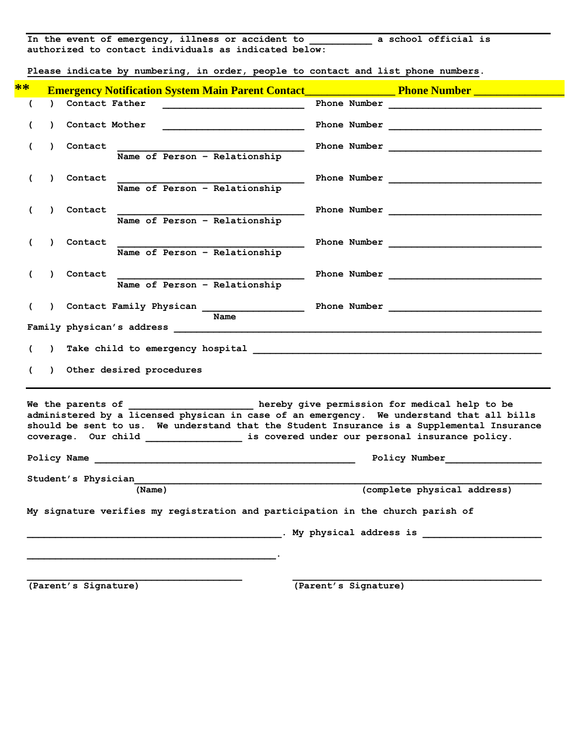In the event of emergency, illness or accident to __________ a school official is authorized to contact individuals as indicated below:

Please indicate by numbering, in order, people to contact and list phone numbers.

**\*\* Emergency Notification System Main Parent Contact_______________ Phone Number _______________**

( ) Contact Father ________________________ Phone Number __________________________

( ) Contact Mother ________________________ Phone Number __________________________

( ) Contact ________________________________ Phone Number __________________________
Name of Person – Relationship

( ) Contact ________________________________ Phone Number __________________________
Name of Person – Relationship

( ) Contact ________________________________ Phone Number __________________________
Name of Person – Relationship

( ) Contact ________________________________ Phone Number __________________________
Name of Person – Relationship

( ) Contact ________________________________ Phone Number __________________________
Name of Person – Relationship

( ) Contact Family Physican _________________ Phone Number __________________________
Name

Family physican's address ________________________________________________________________

( ) Take child to emergency hospital __________________________________________________

( ) Other desired procedures

---

We the parents of _____________________ hereby give permission for medical help to be administered by a licensed physican in case of an emergency. We understand that all bills should be sent to us. We understand that the Student Insurance is a Supplemental Insurance coverage. Our child ________________ is covered under our personal insurance policy.

Policy Name ______________________________________________ Policy Number________________

Student's Physician_________________________________________________________________
(Name) (complete physical address)

My signature verifies my registration and participation in the church parish of

______________________________________________. My physical address is _____________________

____________________________________________.

_____________________________________ _____________________________________________
(Parent's Signature) (Parent's Signature)